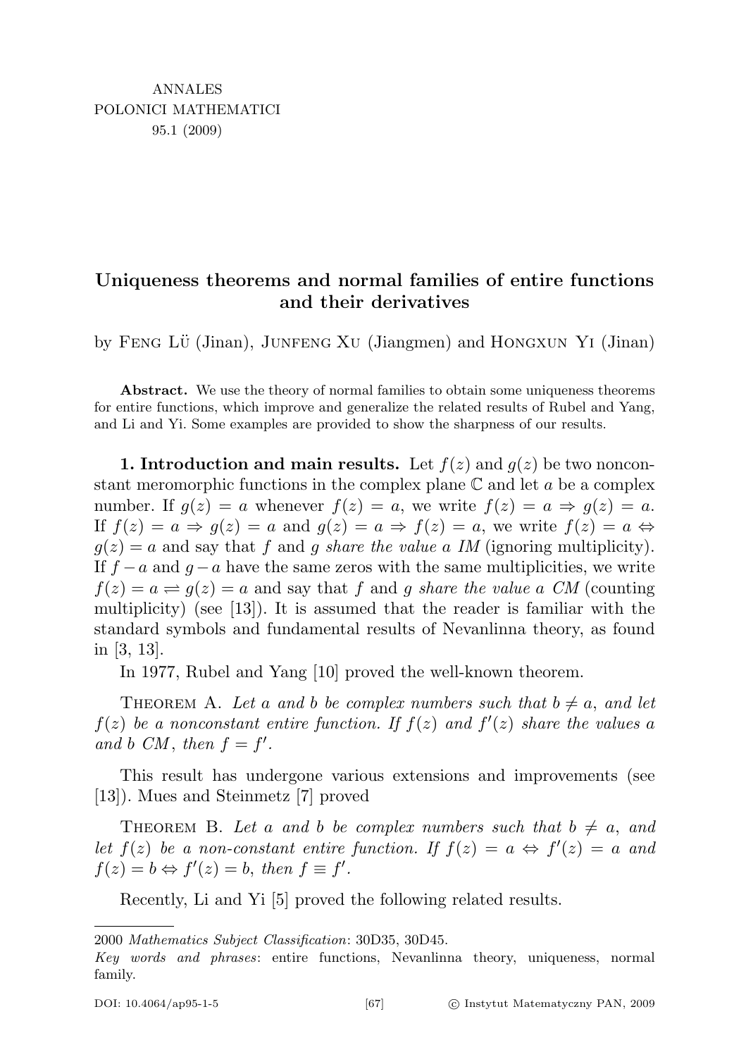# Uniqueness theorems and normal families of entire functions and their derivatives

by Feng Lü (Jinan), Junfeng Xu (Jiangmen) and Hongxun Yi (Jinan)

**Abstract.** We use the theory of normal families to obtain some uniqueness theorems for entire functions, which improve and generalize the related results of Rubel and Yang, and Li and Yi. Some examples are provided to show the sharpness of our results.

**1. Introduction and main results.** Let $f(z)$ and $g(z)$ be two nonconstant meromorphic functions in the complex plane $\mathbb{C}$ and let $a$ be a complex number. If $g(z) = a$ whenever $f(z) = a$, we write $f(z) = a \Rightarrow g(z) = a$. If $f(z) = a \Rightarrow g(z) = a$ and $g(z) = a \Rightarrow f(z) = a$, we write $f(z) = a \Leftrightarrow g(z) = a$ and say that $f$ and $g$ *share the value a IM* (ignoring multiplicity). If $f - a$ and $g - a$ have the same zeros with the same multiplicities, we write $f(z) = a \rightleftharpoons g(z) = a$ and say that $f$ and $g$ *share the value a CM* (counting multiplicity) (see [13]). It is assumed that the reader is familiar with the standard symbols and fundamental results of Nevanlinna theory, as found in [3, 13].

In 1977, Rubel and Yang [10] proved the well-known theorem.

Theorem A. *Let $a$ and $b$ be complex numbers such that $b \neq a$, and let $f(z)$ be a nonconstant entire function. If $f(z)$ and $f'(z)$ share the values $a$ and $b$ CM, then $f = f'$.*

This result has undergone various extensions and improvements (see [13]). Mues and Steinmetz [7] proved

Theorem B. *Let $a$ and $b$ be complex numbers such that $b \neq a$, and let $f(z)$ be a non-constant entire function. If $f(z) = a \Leftrightarrow f'(z) = a$ and $f(z) = b \Leftrightarrow f'(z) = b$, then $f \equiv f'$.*

Recently, Li and Yi [5] proved the following related results.

---

2000 *Mathematics Subject Classification*: 30D35, 30D45.

*Key words and phrases*: entire functions, Nevanlinna theory, uniqueness, normal family.

DOI: 10.4064/ap95-1-5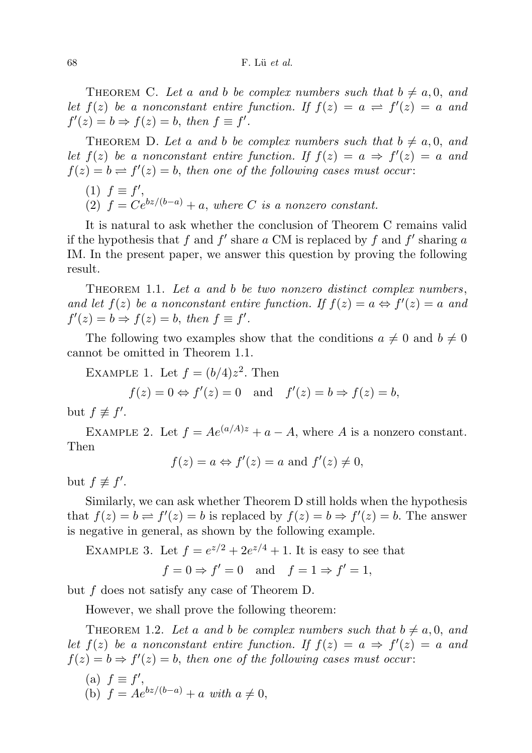Theorem C. *Let $a$ and $b$ be complex numbers such that $b \neq a, 0$, and let $f(z)$ be a nonconstant entire function. If $f(z) = a \rightleftharpoons f'(z) = a$ and $f'(z) = b \Rightarrow f(z) = b$, then $f \equiv f'$.*

Theorem D. *Let $a$ and $b$ be complex numbers such that $b \neq a, 0$, and let $f(z)$ be a nonconstant entire function. If $f(z) = a \Rightarrow f'(z) = a$ and $f(z) = b \rightleftharpoons f'(z) = b$, then one of the following cases must occur*:

(1) $f \equiv f'$,
(2) $f = Ce^{bz/(b-a)} + a$, *where $C$ is a nonzero constant.*

It is natural to ask whether the conclusion of Theorem C remains valid if the hypothesis that $f$ and $f'$ share $a$ CM is replaced by $f$ and $f'$ sharing $a$ IM. In the present paper, we answer this question by proving the following result.

Theorem 1.1. *Let $a$ and $b$ be two nonzero distinct complex numbers, and let $f(z)$ be a nonconstant entire function. If $f(z) = a \Leftrightarrow f'(z) = a$ and $f'(z) = b \Rightarrow f(z) = b$, then $f \equiv f'$.*

The following two examples show that the conditions $a \neq 0$ and $b \neq 0$ cannot be omitted in Theorem 1.1.

Example 1. Let $f = (b/4)z^2$. Then

$$f(z) = 0 \Leftrightarrow f'(z) = 0 \quad \text{and} \quad f'(z) = b \Rightarrow f(z) = b,$$

but $f \not\equiv f'$.

Example 2. Let $f = Ae^{(a/A)z} + a - A$, where $A$ is a nonzero constant. Then

$$f(z) = a \Leftrightarrow f'(z) = a \text{ and } f'(z) \neq 0,$$

but $f \not\equiv f'$.

Similarly, we can ask whether Theorem D still holds when the hypothesis that $f(z) = b \rightleftharpoons f'(z) = b$ is replaced by $f(z) = b \Rightarrow f'(z) = b$. The answer is negative in general, as shown by the following example.

Example 3. Let $f = e^{z/2} + 2e^{z/4} + 1$. It is easy to see that

$$f = 0 \Rightarrow f' = 0 \quad \text{and} \quad f = 1 \Rightarrow f' = 1,$$

but $f$ does not satisfy any case of Theorem D.

However, we shall prove the following theorem:

Theorem 1.2. *Let $a$ and $b$ be complex numbers such that $b \neq a, 0$, and let $f(z)$ be a nonconstant entire function. If $f(z) = a \Rightarrow f'(z) = a$ and $f(z) = b \Rightarrow f'(z) = b$, then one of the following cases must occur*:

(a) $f \equiv f'$,
(b) $f = Ae^{bz/(b-a)} + a$ *with $a \neq 0$,*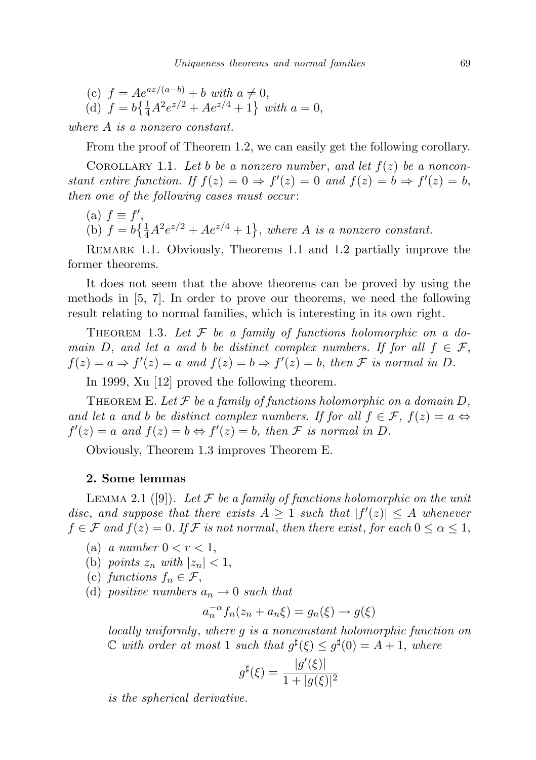(c) $f = Ae^{az/(a-b)} + b$ *with* $a \neq 0$,

(d) $f = b\left\{\frac{1}{4}A^2 e^{z/2} + Ae^{z/4} + 1\right\}$ *with* $a = 0$,

*where* $A$ *is a nonzero constant.*

From the proof of Theorem 1.2, we can easily get the following corollary.

Corollary 1.1. *Let* $b$ *be a nonzero number, and let* $f(z)$ *be a nonconstant entire function. If* $f(z) = 0 \Rightarrow f'(z) = 0$ *and* $f(z) = b \Rightarrow f'(z) = b$, *then one of the following cases must occur*:

(a) $f \equiv f'$,

(b) $f = b\left\{\frac{1}{4}A^2 e^{z/2} + Ae^{z/4} + 1\right\}$, *where* $A$ *is a nonzero constant.*

Remark 1.1. Obviously, Theorems 1.1 and 1.2 partially improve the former theorems.

It does not seem that the above theorems can be proved by using the methods in [5, 7]. In order to prove our theorems, we need the following result relating to normal families, which is interesting in its own right.

Theorem 1.3. *Let* $\mathcal{F}$ *be a family of functions holomorphic on a domain* $D$, *and let* $a$ *and* $b$ *be distinct complex numbers. If for all* $f \in \mathcal{F}$, $f(z) = a \Rightarrow f'(z) = a$ *and* $f(z) = b \Rightarrow f'(z) = b$, *then* $\mathcal{F}$ *is normal in* $D$.

In 1999, Xu [12] proved the following theorem.

Theorem E. *Let* $\mathcal{F}$ *be a family of functions holomorphic on a domain* $D$, *and let* $a$ *and* $b$ *be distinct complex numbers. If for all* $f \in \mathcal{F}$, $f(z) = a \Leftrightarrow f'(z) = a$ *and* $f(z) = b \Leftrightarrow f'(z) = b$, *then* $\mathcal{F}$ *is normal in* $D$.

Obviously, Theorem 1.3 improves Theorem E.

## 2. Some lemmas

Lemma 2.1 ([9]). *Let* $\mathcal{F}$ *be a family of functions holomorphic on the unit disc, and suppose that there exists* $A \geq 1$ *such that* $|f'(z)| \leq A$ *whenever* $f \in \mathcal{F}$ *and* $f(z) = 0$. *If* $\mathcal{F}$ *is not normal, then there exist, for each* $0 \leq \alpha \leq 1$,

(a) *a number* $0 < r < 1$,

(b) *points* $z_n$ *with* $|z_n| < 1$,

(c) *functions* $f_n \in \mathcal{F}$,

(d) *positive numbers* $a_n \to 0$ *such that*

$$a_n^{-\alpha} f_n(z_n + a_n \xi) = g_n(\xi) \to g(\xi)$$

*locally uniformly, where* $g$ *is a nonconstant holomorphic function on* $\mathbb{C}$ *with order at most* 1 *such that* $g^\sharp(\xi) \leq g^\sharp(0) = A + 1$, *where*

$$g^\sharp(\xi) = \frac{|g'(\xi)|}{1 + |g(\xi)|^2}$$

*is the spherical derivative.*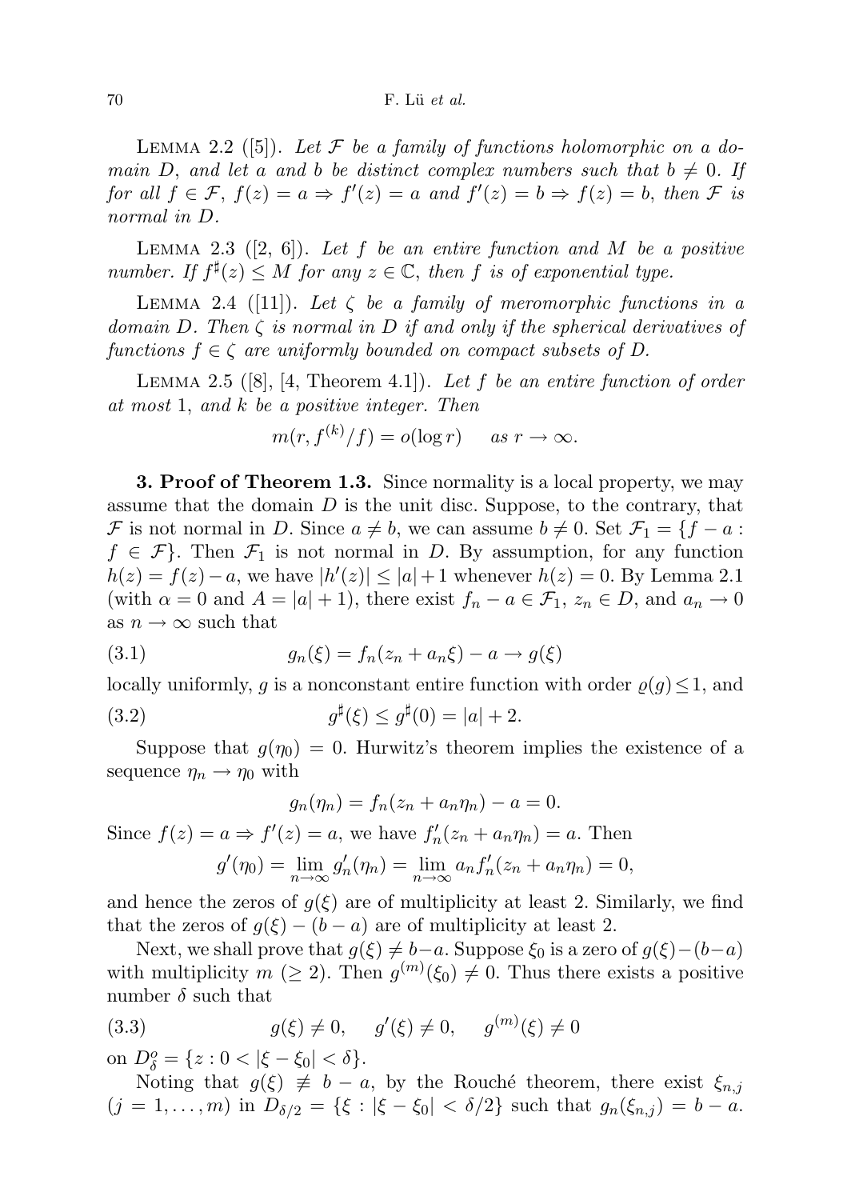LEMMA 2.2 ([5]). *Let $\mathcal{F}$ be a family of functions holomorphic on a domain $D$, and let $a$ and $b$ be distinct complex numbers such that $b \neq 0$. If for all $f \in \mathcal{F}$, $f(z) = a \Rightarrow f'(z) = a$ and $f'(z) = b \Rightarrow f(z) = b$, then $\mathcal{F}$ is normal in $D$.*

LEMMA 2.3 ([2, 6]). *Let $f$ be an entire function and $M$ be a positive number. If $f^\sharp(z) \leq M$ for any $z \in \mathbb{C}$, then $f$ is of exponential type.*

LEMMA 2.4 ([11]). *Let $\zeta$ be a family of meromorphic functions in a domain $D$. Then $\zeta$ is normal in $D$ if and only if the spherical derivatives of functions $f \in \zeta$ are uniformly bounded on compact subsets of $D$.*

LEMMA 2.5 ([8], [4, Theorem 4.1]). *Let $f$ be an entire function of order at most 1, and $k$ be a positive integer. Then*

$$m(r, f^{(k)}/f) = o(\log r) \quad \text{as } r \to \infty.$$

**3. Proof of Theorem 1.3.** Since normality is a local property, we may assume that the domain $D$ is the unit disc. Suppose, to the contrary, that $\mathcal{F}$ is not normal in $D$. Since $a \neq b$, we can assume $b \neq 0$. Set $\mathcal{F}_1 = \{f - a : f \in \mathcal{F}\}$. Then $\mathcal{F}_1$ is not normal in $D$. By assumption, for any function $h(z) = f(z) - a$, we have $|h'(z)| \leq |a| + 1$ whenever $h(z) = 0$. By Lemma 2.1 (with $\alpha = 0$ and $A = |a| + 1$), there exist $f_n - a \in \mathcal{F}_1$, $z_n \in D$, and $a_n \to 0$ as $n \to \infty$ such that

$$g_n(\xi) = f_n(z_n + a_n\xi) - a \to g(\xi) \tag{3.1}$$

locally uniformly, $g$ is a nonconstant entire function with order $\varrho(g) \leq 1$, and

$$g^\sharp(\xi) \leq g^\sharp(0) = |a| + 2. \tag{3.2}$$

Suppose that $g(\eta_0) = 0$. Hurwitz's theorem implies the existence of a sequence $\eta_n \to \eta_0$ with

$$g_n(\eta_n) = f_n(z_n + a_n\eta_n) - a = 0.$$

Since $f(z) = a \Rightarrow f'(z) = a$, we have $f_n'(z_n + a_n\eta_n) = a$. Then

$$g'(\eta_0) = \lim_{n\to\infty} g_n'(\eta_n) = \lim_{n\to\infty} a_n f_n'(z_n + a_n\eta_n) = 0,$$

and hence the zeros of $g(\xi)$ are of multiplicity at least 2. Similarly, we find that the zeros of $g(\xi) - (b - a)$ are of multiplicity at least 2.

Next, we shall prove that $g(\xi) \neq b - a$. Suppose $\xi_0$ is a zero of $g(\xi) - (b - a)$ with multiplicity $m$ $(\geq 2)$. Then $g^{(m)}(\xi_0) \neq 0$. Thus there exists a positive number $\delta$ such that

$$g(\xi) \neq 0, \quad g'(\xi) \neq 0, \quad g^{(m)}(\xi) \neq 0 \tag{3.3}$$

on $D_\delta^o = \{z : 0 < |\xi - \xi_0| < \delta\}$.

Noting that $g(\xi) \not\equiv b - a$, by the Rouché theorem, there exist $\xi_{n,j}$ $(j = 1, \ldots, m)$ in $D_{\delta/2} = \{\xi : |\xi - \xi_0| < \delta/2\}$ such that $g_n(\xi_{n,j}) = b - a$.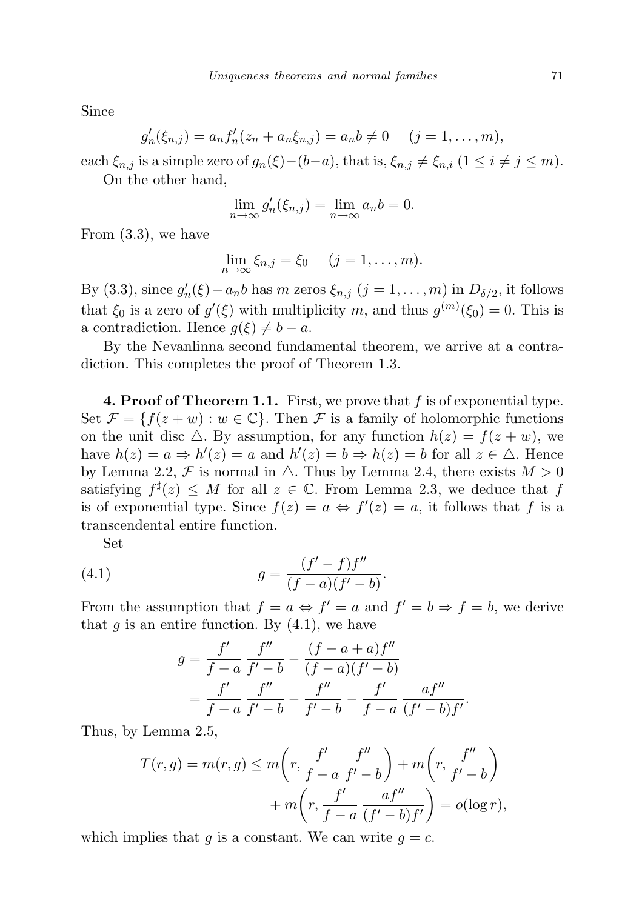Since

$$g_n'(\xi_{n,j}) = a_n f_n'(z_n + a_n\xi_{n,j}) = a_n b \neq 0 \quad (j = 1, \ldots, m),$$

each $\xi_{n,j}$ is a simple zero of $g_n(\xi)-(b-a)$, that is, $\xi_{n,j} \neq \xi_{n,i}$ $(1 \leq i \neq j \leq m)$.

On the other hand,

$$\lim_{n\to\infty} g_n'(\xi_{n,j}) = \lim_{n\to\infty} a_n b = 0.$$

From (3.3), we have

$$\lim_{n\to\infty} \xi_{n,j} = \xi_0 \quad (j = 1, \ldots, m).$$

By (3.3), since $g_n'(\xi) - a_n b$ has $m$ zeros $\xi_{n,j}$ $(j = 1, \ldots, m)$ in $D_{\delta/2}$, it follows that $\xi_0$ is a zero of $g'(\xi)$ with multiplicity $m$, and thus $g^{(m)}(\xi_0) = 0$. This is a contradiction. Hence $g(\xi) \neq b - a$.

By the Nevanlinna second fundamental theorem, we arrive at a contradiction. This completes the proof of Theorem 1.3.

**4. Proof of Theorem 1.1.** First, we prove that $f$ is of exponential type. Set $\mathcal{F} = \{f(z + w) : w \in \mathbb{C}\}$. Then $\mathcal{F}$ is a family of holomorphic functions on the unit disc $\triangle$. By assumption, for any function $h(z) = f(z + w)$, we have $h(z) = a \Rightarrow h'(z) = a$ and $h'(z) = b \Rightarrow h(z) = b$ for all $z \in \triangle$. Hence by Lemma 2.2, $\mathcal{F}$ is normal in $\triangle$. Thus by Lemma 2.4, there exists $M > 0$ satisfying $f^\sharp(z) \leq M$ for all $z \in \mathbb{C}$. From Lemma 2.3, we deduce that $f$ is of exponential type. Since $f(z) = a \Leftrightarrow f'(z) = a$, it follows that $f$ is a transcendental entire function.

Set

$$g = \frac{(f' - f)f''}{(f - a)(f' - b)}. \tag{4.1}$$

From the assumption that $f = a \Leftrightarrow f' = a$ and $f' = b \Rightarrow f = b$, we derive that $g$ is an entire function. By (4.1), we have

$$\begin{aligned} g &= \frac{f'}{f-a}\,\frac{f''}{f'-b} - \frac{(f-a+a)f''}{(f-a)(f'-b)} \\ &= \frac{f'}{f-a}\,\frac{f''}{f'-b} - \frac{f''}{f'-b} - \frac{f'}{f-a}\,\frac{af''}{(f'-b)f'}. \end{aligned}$$

Thus, by Lemma 2.5,

$$\begin{aligned} T(r, g) = m(r, g) &\leq m\left(r, \frac{f'}{f-a}\,\frac{f''}{f'-b}\right) + m\left(r, \frac{f''}{f'-b}\right) \\ &\quad + m\left(r, \frac{f'}{f-a}\,\frac{af''}{(f'-b)f'}\right) = o(\log r), \end{aligned}$$

which implies that $g$ is a constant. We can write $g = c$.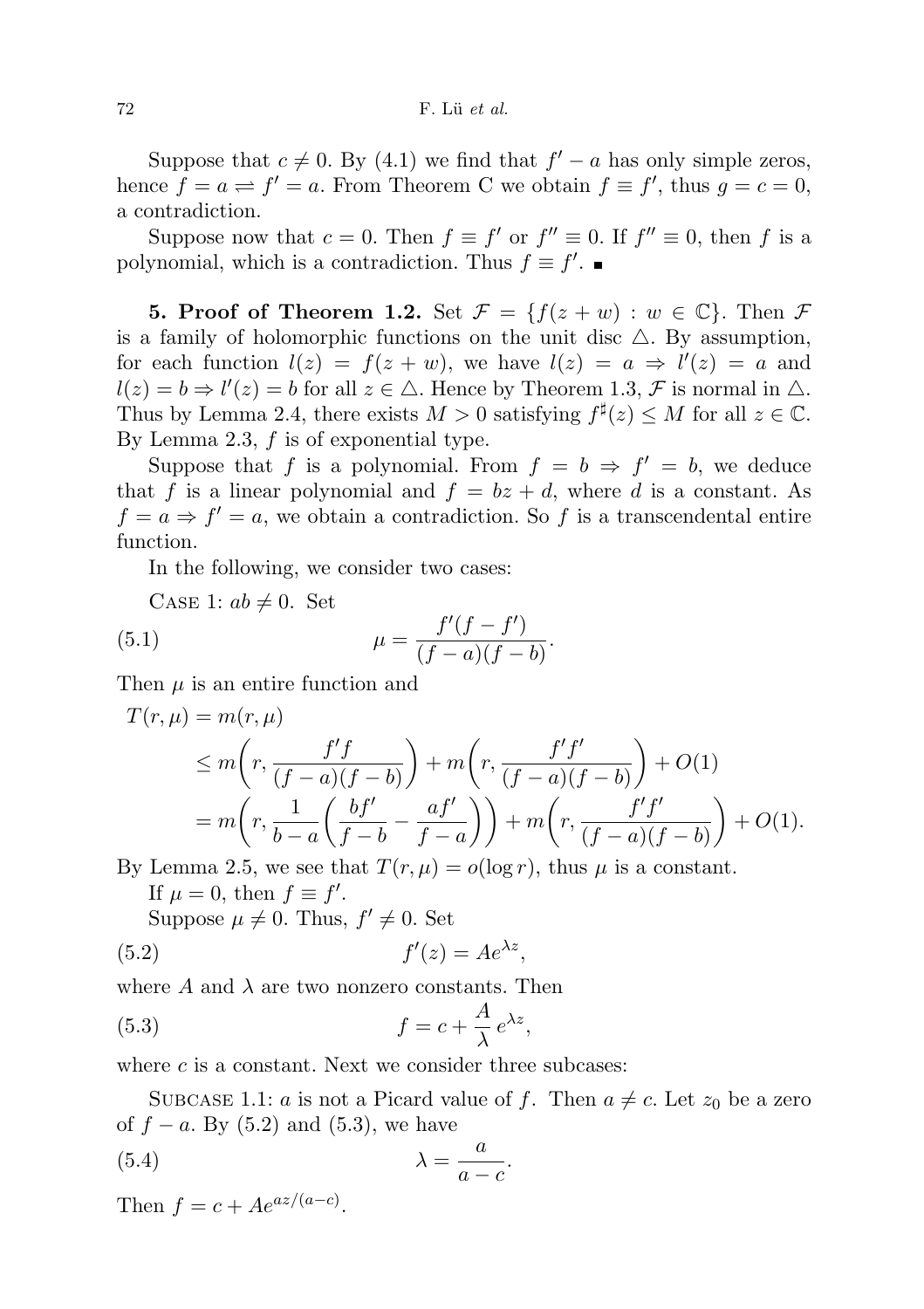Suppose that $c \neq 0$. By (4.1) we find that $f' - a$ has only simple zeros, hence $f = a \rightleftharpoons f' = a$. From Theorem C we obtain $f \equiv f'$, thus $g = c = 0$, a contradiction.

Suppose now that $c = 0$. Then $f \equiv f'$ or $f'' \equiv 0$. If $f'' \equiv 0$, then $f$ is a polynomial, which is a contradiction. Thus $f \equiv f'$. ■

**5. Proof of Theorem 1.2.** Set $\mathcal{F} = \{f(z + w) : w \in \mathbb{C}\}$. Then $\mathcal{F}$ is a family of holomorphic functions on the unit disc $\triangle$. By assumption, for each function $l(z) = f(z + w)$, we have $l(z) = a \Rightarrow l'(z) = a$ and $l(z) = b \Rightarrow l'(z) = b$ for all $z \in \triangle$. Hence by Theorem 1.3, $\mathcal{F}$ is normal in $\triangle$. Thus by Lemma 2.4, there exists $M > 0$ satisfying $f^{\sharp}(z) \leq M$ for all $z \in \mathbb{C}$. By Lemma 2.3, $f$ is of exponential type.

Suppose that $f$ is a polynomial. From $f = b \Rightarrow f' = b$, we deduce that $f$ is a linear polynomial and $f = bz + d$, where $d$ is a constant. As $f = a \Rightarrow f' = a$, we obtain a contradiction. So $f$ is a transcendental entire function.

In the following, we consider two cases:

Case 1: $ab \neq 0$. Set

$$\mu = \frac{f'(f - f')}{(f - a)(f - b)}. \tag{5.1}$$

Then $\mu$ is an entire function and

$$\begin{aligned}
T(r, \mu) &= m(r, \mu) \\
&\leq m\left(r, \frac{f'f}{(f - a)(f - b)}\right) + m\left(r, \frac{f'f'}{(f - a)(f - b)}\right) + O(1) \\
&= m\left(r, \frac{1}{b - a}\left(\frac{bf'}{f - b} - \frac{af'}{f - a}\right)\right) + m\left(r, \frac{f'f'}{(f - a)(f - b)}\right) + O(1).
\end{aligned}$$

By Lemma 2.5, we see that $T(r, \mu) = o(\log r)$, thus $\mu$ is a constant.

If $\mu = 0$, then $f \equiv f'$.

Suppose $\mu \neq 0$. Thus, $f' \neq 0$. Set

$$f'(z) = Ae^{\lambda z}, \tag{5.2}$$

where $A$ and $\lambda$ are two nonzero constants. Then

$$f = c + \frac{A}{\lambda} e^{\lambda z}, \tag{5.3}$$

where $c$ is a constant. Next we consider three subcases:

Subcase 1.1: $a$ is not a Picard value of $f$. Then $a \neq c$. Let $z_0$ be a zero of $f - a$. By (5.2) and (5.3), we have

$$\lambda = \frac{a}{a - c}. \tag{5.4}$$

Then $f = c + Ae^{az/(a-c)}$.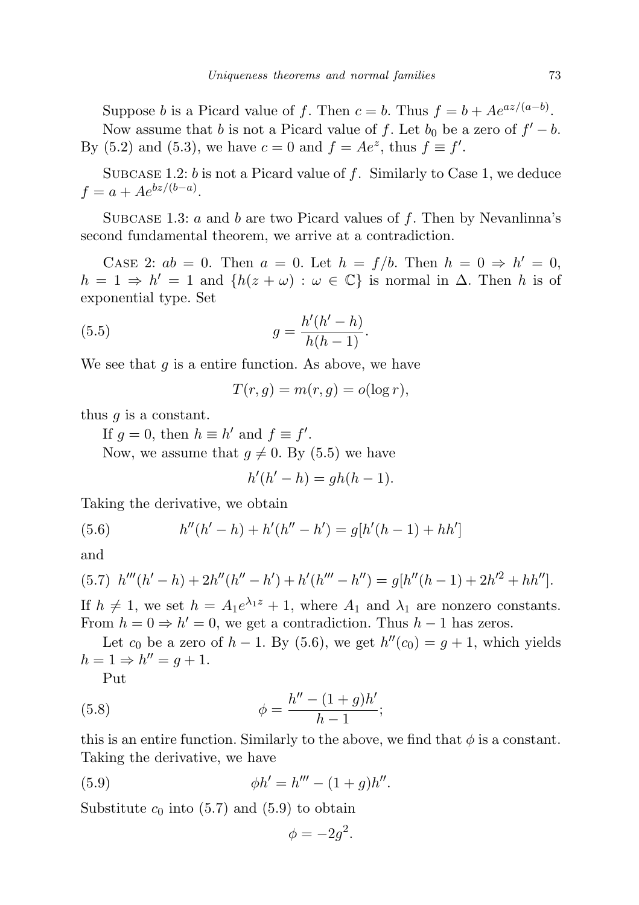Suppose $b$ is a Picard value of $f$. Then $c = b$. Thus $f = b + Ae^{az/(a-b)}$.

Now assume that $b$ is not a Picard value of $f$. Let $b_0$ be a zero of $f' - b$. By (5.2) and (5.3), we have $c = 0$ and $f = Ae^z$, thus $f \equiv f'$.

Subcase 1.2: $b$ is not a Picard value of $f$. Similarly to Case 1, we deduce $f = a + Ae^{bz/(b-a)}$.

Subcase 1.3: $a$ and $b$ are two Picard values of $f$. Then by Nevanlinna's second fundamental theorem, we arrive at a contradiction.

Case 2: $ab = 0$. Then $a = 0$. Let $h = f/b$. Then $h = 0 \Rightarrow h' = 0$, $h = 1 \Rightarrow h' = 1$ and $\{h(z + \omega) : \omega \in \mathbb{C}\}$ is normal in $\Delta$. Then $h$ is of exponential type. Set

$$g = \frac{h'(h' - h)}{h(h - 1)}. \tag{5.5}$$

We see that $g$ is a entire function. As above, we have

$$T(r, g) = m(r, g) = o(\log r),$$

thus $g$ is a constant.

If $g = 0$, then $h \equiv h'$ and $f \equiv f'$.

Now, we assume that $g \neq 0$. By (5.5) we have

$$h'(h' - h) = gh(h - 1).$$

Taking the derivative, we obtain

$$h''(h' - h) + h'(h'' - h') = g[h'(h - 1) + hh'] \tag{5.6}$$

and

$$h'''(h' - h) + 2h''(h'' - h') + h'(h''' - h'') = g[h''(h - 1) + 2h'^2 + hh'']. \tag{5.7}$$

If $h \neq 1$, we set $h = A_1 e^{\lambda_1 z} + 1$, where $A_1$ and $\lambda_1$ are nonzero constants. From $h = 0 \Rightarrow h' = 0$, we get a contradiction. Thus $h - 1$ has zeros.

Let $c_0$ be a zero of $h - 1$. By (5.6), we get $h''(c_0) = g + 1$, which yields $h = 1 \Rightarrow h'' = g + 1$.

Put

$$\phi = \frac{h'' - (1 + g)h'}{h - 1}; \tag{5.8}$$

this is an entire function. Similarly to the above, we find that $\phi$ is a constant. Taking the derivative, we have

$$\phi h' = h''' - (1 + g)h''. \tag{5.9}$$

Substitute $c_0$ into (5.7) and (5.9) to obtain

$$\phi = -2g^2.$$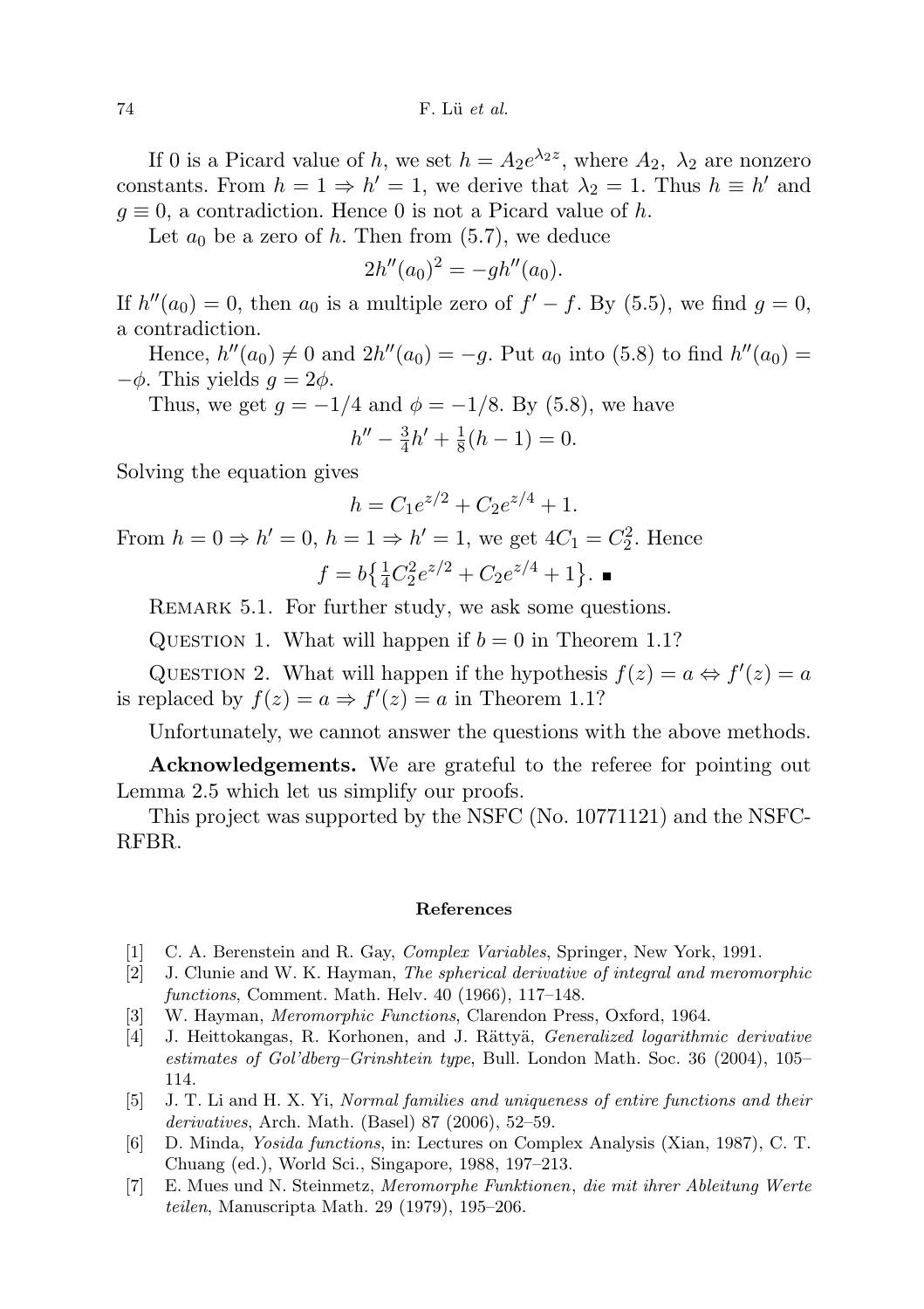If 0 is a Picard value of $h$, we set $h = A_2 e^{\lambda_2 z}$, where $A_2$, $\lambda_2$ are nonzero constants. From $h = 1 \Rightarrow h' = 1$, we derive that $\lambda_2 = 1$. Thus $h \equiv h'$ and $g \equiv 0$, a contradiction. Hence 0 is not a Picard value of $h$.

Let $a_0$ be a zero of $h$. Then from (5.7), we deduce

$$2h''(a_0)^2 = -gh''(a_0).$$

If $h''(a_0) = 0$, then $a_0$ is a multiple zero of $f' - f$. By (5.5), we find $g = 0$, a contradiction.

Hence, $h''(a_0) \neq 0$ and $2h''(a_0) = -g$. Put $a_0$ into (5.8) to find $h''(a_0) = -\phi$. This yields $g = 2\phi$.

Thus, we get $g = -1/4$ and $\phi = -1/8$. By (5.8), we have

$$h'' - \tfrac{3}{4}h' + \tfrac{1}{8}(h - 1) = 0.$$

Solving the equation gives

$$h = C_1 e^{z/2} + C_2 e^{z/4} + 1.$$

From $h = 0 \Rightarrow h' = 0$, $h = 1 \Rightarrow h' = 1$, we get $4C_1 = C_2^2$. Hence

$$f = b\left\{\tfrac{1}{4}C_2^2 e^{z/2} + C_2 e^{z/4} + 1\right\}. \blacksquare$$

Remark 5.1. For further study, we ask some questions.

Question 1. What will happen if $b = 0$ in Theorem 1.1?

Question 2. What will happen if the hypothesis $f(z) = a \Leftrightarrow f'(z) = a$ is replaced by $f(z) = a \Rightarrow f'(z) = a$ in Theorem 1.1?

Unfortunately, we cannot answer the questions with the above methods.

**Acknowledgements.** We are grateful to the referee for pointing out Lemma 2.5 which let us simplify our proofs.

This project was supported by the NSFC (No. 10771121) and the NSFC-RFBR.

## References

[1] C. A. Berenstein and R. Gay, *Complex Variables*, Springer, New York, 1991.

[2] J. Clunie and W. K. Hayman, *The spherical derivative of integral and meromorphic functions*, Comment. Math. Helv. 40 (1966), 117–148.

[3] W. Hayman, *Meromorphic Functions*, Clarendon Press, Oxford, 1964.

[4] J. Heittokangas, R. Korhonen, and J. Rättyä, *Generalized logarithmic derivative estimates of Gol'dberg–Grinshtein type*, Bull. London Math. Soc. 36 (2004), 105–114.

[5] J. T. Li and H. X. Yi, *Normal families and uniqueness of entire functions and their derivatives*, Arch. Math. (Basel) 87 (2006), 52–59.

[6] D. Minda, *Yosida functions*, in: Lectures on Complex Analysis (Xian, 1987), C. T. Chuang (ed.), World Sci., Singapore, 1988, 197–213.

[7] E. Mues und N. Steinmetz, *Meromorphe Funktionen, die mit ihrer Ableitung Werte teilen*, Manuscripta Math. 29 (1979), 195–206.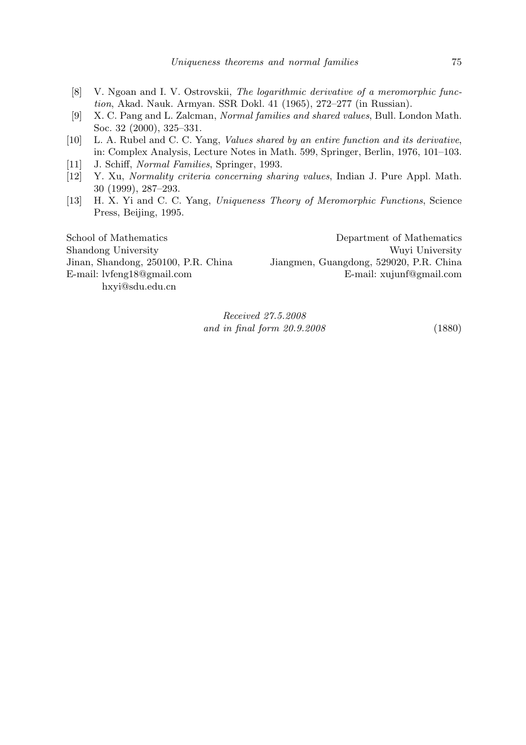[8] V. Ngoan and I. V. Ostrovskii, *The logarithmic derivative of a meromorphic function*, Akad. Nauk. Armyan. SSR Dokl. 41 (1965), 272–277 (in Russian).

[9] X. C. Pang and L. Zalcman, *Normal families and shared values*, Bull. London Math. Soc. 32 (2000), 325–331.

[10] L. A. Rubel and C. C. Yang, *Values shared by an entire function and its derivative*, in: Complex Analysis, Lecture Notes in Math. 599, Springer, Berlin, 1976, 101–103.

[11] J. Schiff, *Normal Families*, Springer, 1993.

[12] Y. Xu, *Normality criteria concerning sharing values*, Indian J. Pure Appl. Math. 30 (1999), 287–293.

[13] H. X. Yi and C. C. Yang, *Uniqueness Theory of Meromorphic Functions*, Science Press, Beijing, 1995.

School of Mathematics
Shandong University
Jinan, Shandong, 250100, P.R. China
E-mail: lvfeng18@gmail.com
hxyi@sdu.edu.cn

Department of Mathematics
Wuyi University
Jiangmen, Guangdong, 529020, P.R. China
E-mail: xujunf@gmail.com

*Received 27.5.2008*
*and in final form 20.9.2008* (1880)